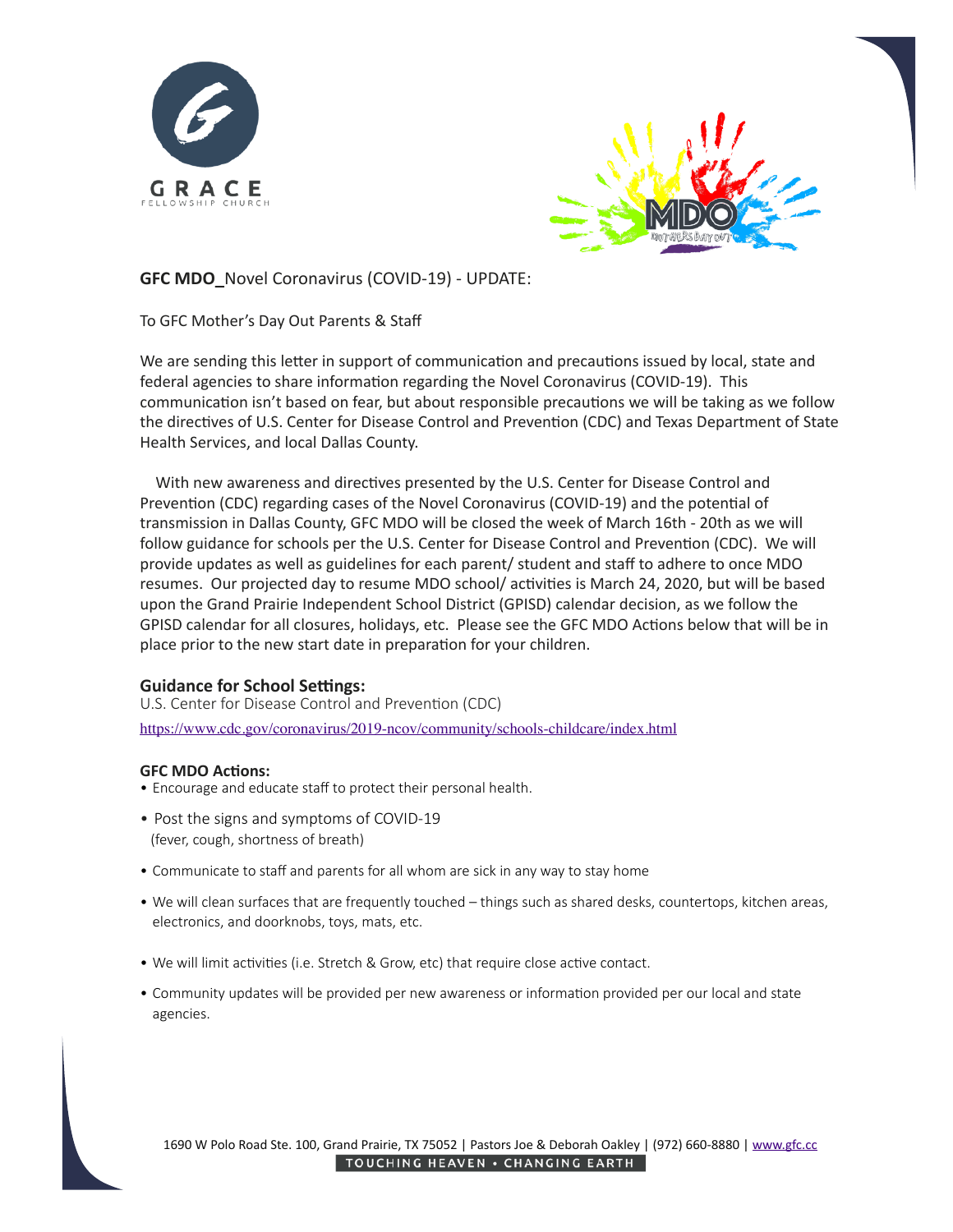GRACE FELLOWSHIP CHURCH

MDO MOTHERS DAY OUT

**GFC MDO_**Novel Coronavirus (COVID-19) - UPDATE:

To GFC Mother's Day Out Parents & Staff

We are sending this letter in support of communication and precautions issued by local, state and federal agencies to share information regarding the Novel Coronavirus (COVID-19). This communication isn't based on fear, but about responsible precautions we will be taking as we follow the directives of U.S. Center for Disease Control and Prevention (CDC) and Texas Department of State Health Services, and local Dallas County.

With new awareness and directives presented by the U.S. Center for Disease Control and Prevention (CDC) regarding cases of the Novel Coronavirus (COVID-19) and the potential of transmission in Dallas County, GFC MDO will be closed the week of March 16th - 20th as we will follow guidance for schools per the U.S. Center for Disease Control and Prevention (CDC). We will provide updates as well as guidelines for each parent/ student and staff to adhere to once MDO resumes. Our projected day to resume MDO school/ activities is March 24, 2020, but will be based upon the Grand Prairie Independent School District (GPISD) calendar decision, as we follow the GPISD calendar for all closures, holidays, etc. Please see the GFC MDO Actions below that will be in place prior to the new start date in preparation for your children.

### Guidance for School Settings:

U.S. Center for Disease Control and Prevention (CDC)
https://www.cdc.gov/coronavirus/2019-ncov/community/schools-childcare/index.html

**GFC MDO Actions:**

- Encourage and educate staff to protect their personal health.
- Post the signs and symptoms of COVID-19
  (fever, cough, shortness of breath)
- Communicate to staff and parents for all whom are sick in any way to stay home
- We will clean surfaces that are frequently touched – things such as shared desks, countertops, kitchen areas, electronics, and doorknobs, toys, mats, etc.
- We will limit activities (i.e. Stretch & Grow, etc) that require close active contact.
- Community updates will be provided per new awareness or information provided per our local and state agencies.

1690 W Polo Road Ste. 100, Grand Prairie, TX 75052 | Pastors Joe & Deborah Oakley | (972) 660-8880 | www.gfc.cc

TOUCHING HEAVEN • CHANGING EARTH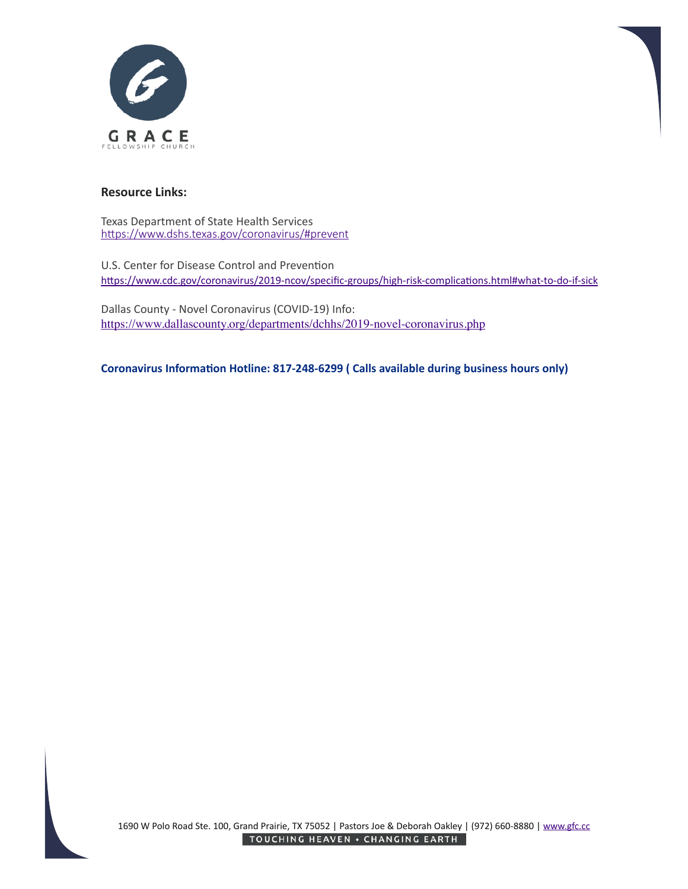GRACE
FELLOWSHIP CHURCH

**Resource Links:**

Texas Department of State Health Services
https://www.dshs.texas.gov/coronavirus/#prevent

U.S. Center for Disease Control and Prevention
https://www.cdc.gov/coronavirus/2019-ncov/specific-groups/high-risk-complications.html#what-to-do-if-sick

Dallas County - Novel Coronavirus (COVID-19) Info:
https://www.dallascounty.org/departments/dchhs/2019-novel-coronavirus.php

**Coronavirus Information Hotline: 817-248-6299 ( Calls available during business hours only)**

1690 W Polo Road Ste. 100, Grand Prairie, TX 75052 | Pastors Joe & Deborah Oakley | (972) 660-8880 | www.gfc.cc

TOUCHING HEAVEN • CHANGING EARTH